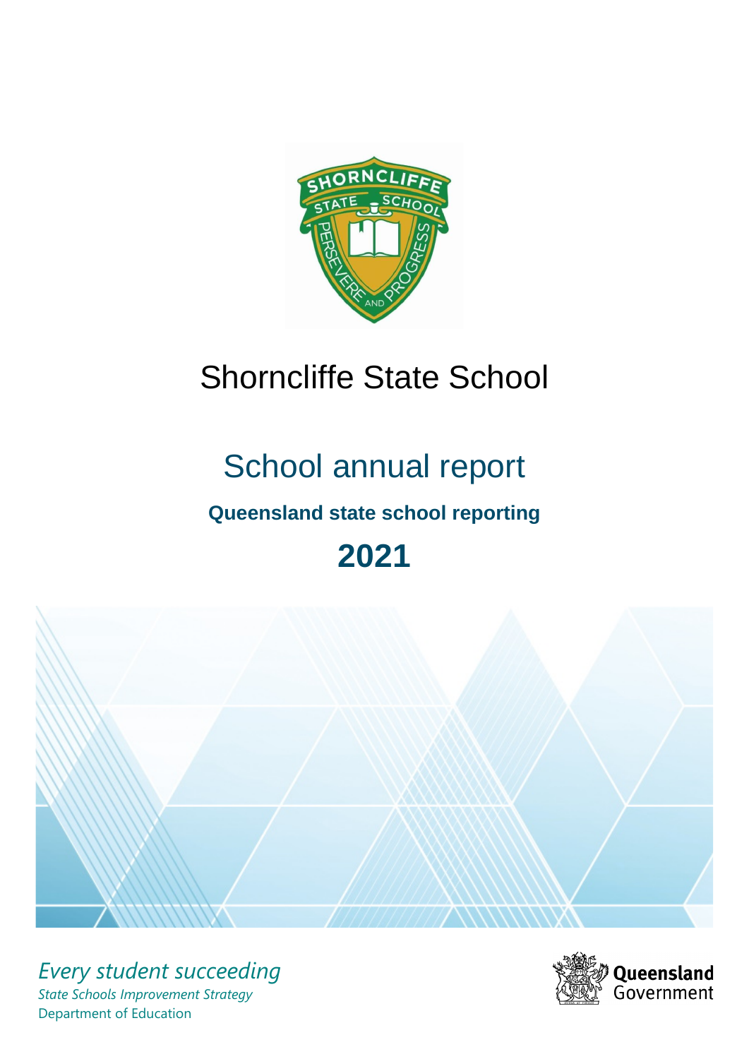# Shorncliffe State School

## School annual report

### Queensland state school reporting

## 2021

*Every student succeeding*

*State Schools Improvement Strategy*

Department of Education

Queensland Government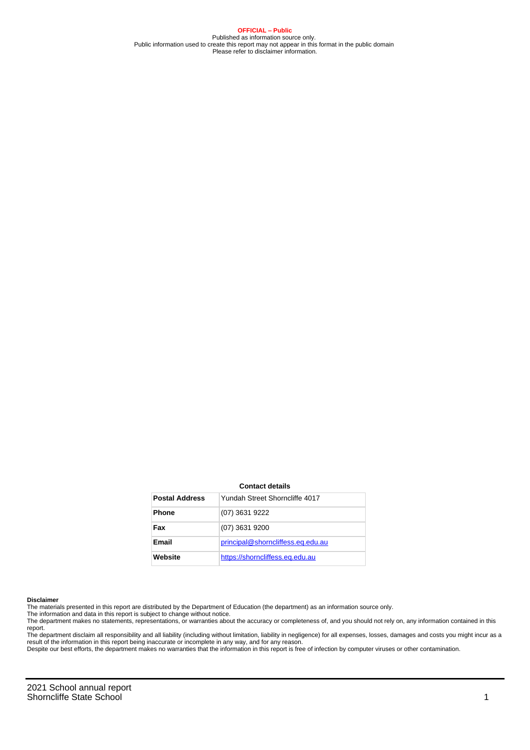**OFFICIAL – Public**
Published as information source only.
Public information used to create this report may not appear in this format in the public domain
Please refer to disclaimer information.

**Contact details**

| Postal Address | Yundah Street Shorncliffe 4017 |
|---|---|
| Phone | (07) 3631 9222 |
| Fax | (07) 3631 9200 |
| Email | principal@shorncliffess.eq.edu.au |
| Website | https://shorncliffess.eq.edu.au |

**Disclaimer**

The materials presented in this report are distributed by the Department of Education (the department) as an information source only.
The information and data in this report is subject to change without notice.
The department makes no statements, representations, or warranties about the accuracy or completeness of, and you should not rely on, any information contained in this report.
The department disclaim all responsibility and all liability (including without limitation, liability in negligence) for all expenses, losses, damages and costs you might incur as a result of the information in this report being inaccurate or incomplete in any way, and for any reason.
Despite our best efforts, the department makes no warranties that the information in this report is free of infection by computer viruses or other contamination.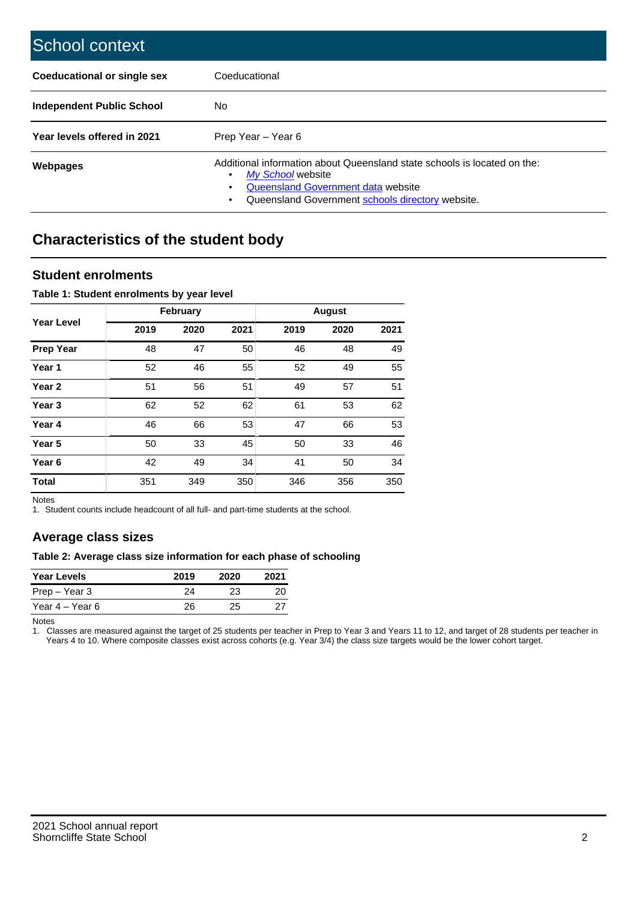# School context

| | |
|---|---|
| **Coeducational or single sex** | Coeducational |
| **Independent Public School** | No |
| **Year levels offered in 2021** | Prep Year – Year 6 |
| **Webpages** | Additional information about Queensland state schools is located on the: • *My School* website • Queensland Government data website • Queensland Government schools directory website. |

## Characteristics of the student body

### Student enrolments

**Table 1: Student enrolments by year level**

| Year Level | February | | | August | | |
|---|---|---|---|---|---|---|
| | 2019 | 2020 | 2021 | 2019 | 2020 | 2021 |
| **Prep Year** | 48 | 47 | 50 | 46 | 48 | 49 |
| **Year 1** | 52 | 46 | 55 | 52 | 49 | 55 |
| **Year 2** | 51 | 56 | 51 | 49 | 57 | 51 |
| **Year 3** | 62 | 52 | 62 | 61 | 53 | 62 |
| **Year 4** | 46 | 66 | 53 | 47 | 66 | 53 |
| **Year 5** | 50 | 33 | 45 | 50 | 33 | 46 |
| **Year 6** | 42 | 49 | 34 | 41 | 50 | 34 |
| **Total** | 351 | 349 | 350 | 346 | 356 | 350 |

Notes
1. Student counts include headcount of all full- and part-time students at the school.

### Average class sizes

**Table 2: Average class size information for each phase of schooling**

| Year Levels | 2019 | 2020 | 2021 |
|---|---|---|---|
| Prep – Year 3 | 24 | 23 | 20 |
| Year 4 – Year 6 | 26 | 25 | 27 |

Notes
1. Classes are measured against the target of 25 students per teacher in Prep to Year 3 and Years 11 to 12, and target of 28 students per teacher in Years 4 to 10. Where composite classes exist across cohorts (e.g. Year 3/4) the class size targets would be the lower cohort target.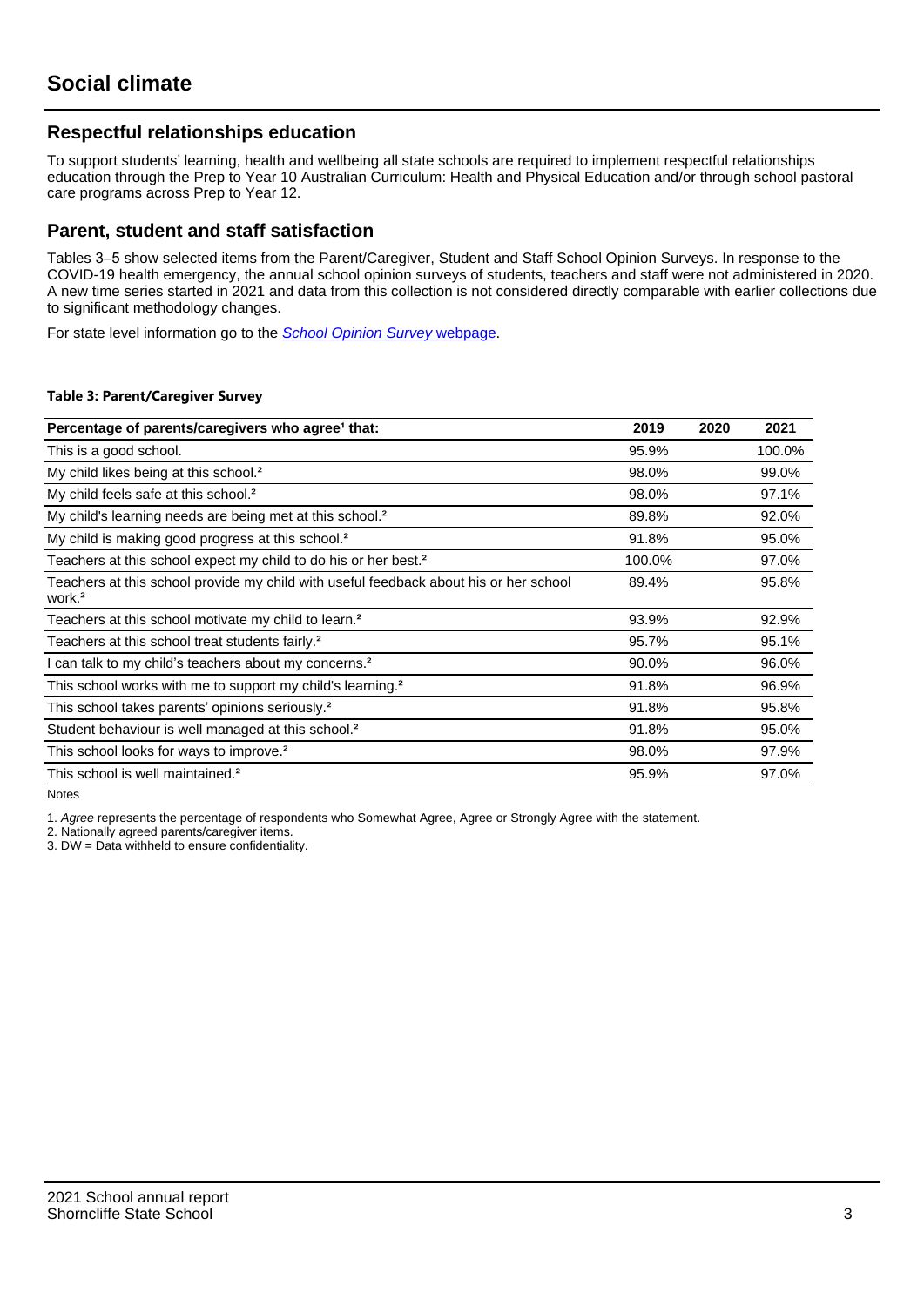# Social climate

## Respectful relationships education

To support students' learning, health and wellbeing all state schools are required to implement respectful relationships education through the Prep to Year 10 Australian Curriculum: Health and Physical Education and/or through school pastoral care programs across Prep to Year 12.

## Parent, student and staff satisfaction

Tables 3–5 show selected items from the Parent/Caregiver, Student and Staff School Opinion Surveys. In response to the COVID-19 health emergency, the annual school opinion surveys of students, teachers and staff were not administered in 2020. A new time series started in 2021 and data from this collection is not considered directly comparable with earlier collections due to significant methodology changes.

For state level information go to the *School Opinion Survey* webpage.

**Table 3: Parent/Caregiver Survey**

| Percentage of parents/caregivers who agree[1] that: | 2019 | 2020 | 2021 |
|---|---|---|---|
| This is a good school. | 95.9% | | 100.0% |
| My child likes being at this school.[2] | 98.0% | | 99.0% |
| My child feels safe at this school.[2] | 98.0% | | 97.1% |
| My child's learning needs are being met at this school.[2] | 89.8% | | 92.0% |
| My child is making good progress at this school.[2] | 91.8% | | 95.0% |
| Teachers at this school expect my child to do his or her best.[2] | 100.0% | | 97.0% |
| Teachers at this school provide my child with useful feedback about his or her school work.[2] | 89.4% | | 95.8% |
| Teachers at this school motivate my child to learn.[2] | 93.9% | | 92.9% |
| Teachers at this school treat students fairly.[2] | 95.7% | | 95.1% |
| I can talk to my child's teachers about my concerns.[2] | 90.0% | | 96.0% |
| This school works with me to support my child's learning.[2] | 91.8% | | 96.9% |
| This school takes parents' opinions seriously.[2] | 91.8% | | 95.8% |
| Student behaviour is well managed at this school.[2] | 91.8% | | 95.0% |
| This school looks for ways to improve.[2] | 98.0% | | 97.9% |
| This school is well maintained.[2] | 95.9% | | 97.0% |

Notes

1. *Agree* represents the percentage of respondents who Somewhat Agree, Agree or Strongly Agree with the statement.
2. Nationally agreed parents/caregiver items.
3. DW = Data withheld to ensure confidentiality.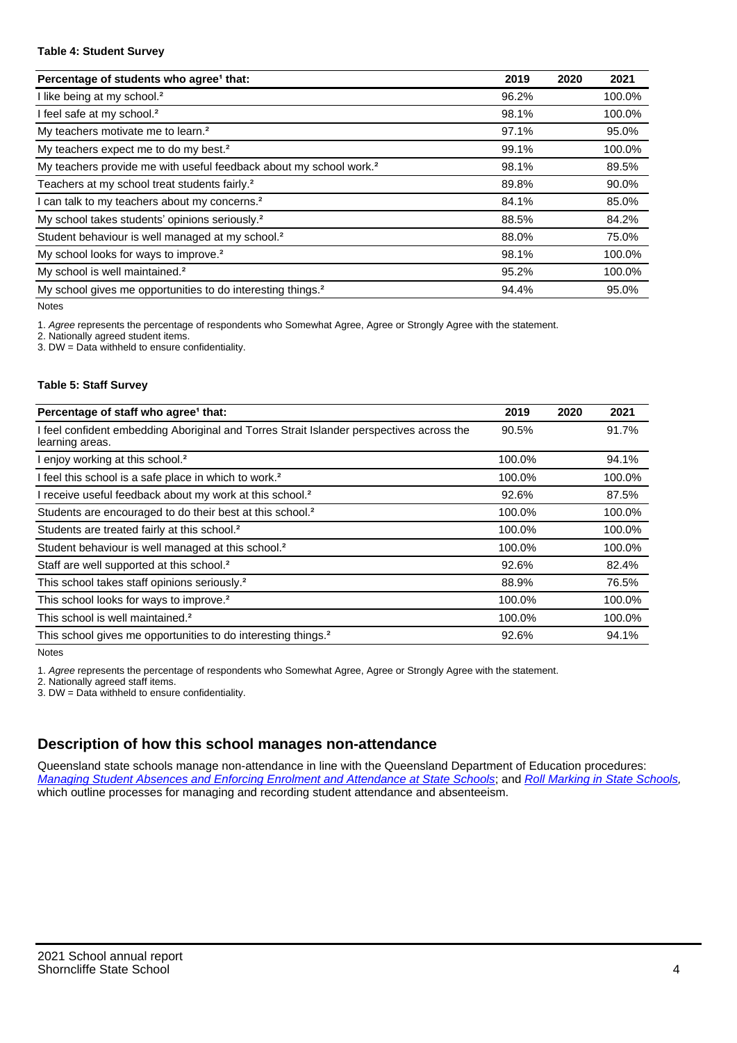**Table 4: Student Survey**

| Percentage of students who agree[1] that: | 2019 | 2020 | 2021 |
|---|---|---|---|
| I like being at my school.[2] | 96.2% | | 100.0% |
| I feel safe at my school.[2] | 98.1% | | 100.0% |
| My teachers motivate me to learn.[2] | 97.1% | | 95.0% |
| My teachers expect me to do my best.[2] | 99.1% | | 100.0% |
| My teachers provide me with useful feedback about my school work.[2] | 98.1% | | 89.5% |
| Teachers at my school treat students fairly.[2] | 89.8% | | 90.0% |
| I can talk to my teachers about my concerns.[2] | 84.1% | | 85.0% |
| My school takes students' opinions seriously.[2] | 88.5% | | 84.2% |
| Student behaviour is well managed at my school.[2] | 88.0% | | 75.0% |
| My school looks for ways to improve.[2] | 98.1% | | 100.0% |
| My school is well maintained.[2] | 95.2% | | 100.0% |
| My school gives me opportunities to do interesting things.[2] | 94.4% | | 95.0% |

Notes

1. *Agree* represents the percentage of respondents who Somewhat Agree, Agree or Strongly Agree with the statement.
2. Nationally agreed student items.
3. DW = Data withheld to ensure confidentiality.

**Table 5: Staff Survey**

| Percentage of staff who agree[1] that: | 2019 | 2020 | 2021 |
|---|---|---|---|
| I feel confident embedding Aboriginal and Torres Strait Islander perspectives across the learning areas. | 90.5% | | 91.7% |
| I enjoy working at this school.[2] | 100.0% | | 94.1% |
| I feel this school is a safe place in which to work.[2] | 100.0% | | 100.0% |
| I receive useful feedback about my work at this school.[2] | 92.6% | | 87.5% |
| Students are encouraged to do their best at this school.[2] | 100.0% | | 100.0% |
| Students are treated fairly at this school.[2] | 100.0% | | 100.0% |
| Student behaviour is well managed at this school.[2] | 100.0% | | 100.0% |
| Staff are well supported at this school.[2] | 92.6% | | 82.4% |
| This school takes staff opinions seriously.[2] | 88.9% | | 76.5% |
| This school looks for ways to improve.[2] | 100.0% | | 100.0% |
| This school is well maintained.[2] | 100.0% | | 100.0% |
| This school gives me opportunities to do interesting things.[2] | 92.6% | | 94.1% |

Notes

1. *Agree* represents the percentage of respondents who Somewhat Agree, Agree or Strongly Agree with the statement.
2. Nationally agreed staff items.
3. DW = Data withheld to ensure confidentiality.

## Description of how this school manages non-attendance

Queensland state schools manage non-attendance in line with the Queensland Department of Education procedures: *Managing Student Absences and Enforcing Enrolment and Attendance at State Schools*; and *Roll Marking in State Schools*, which outline processes for managing and recording student attendance and absenteeism.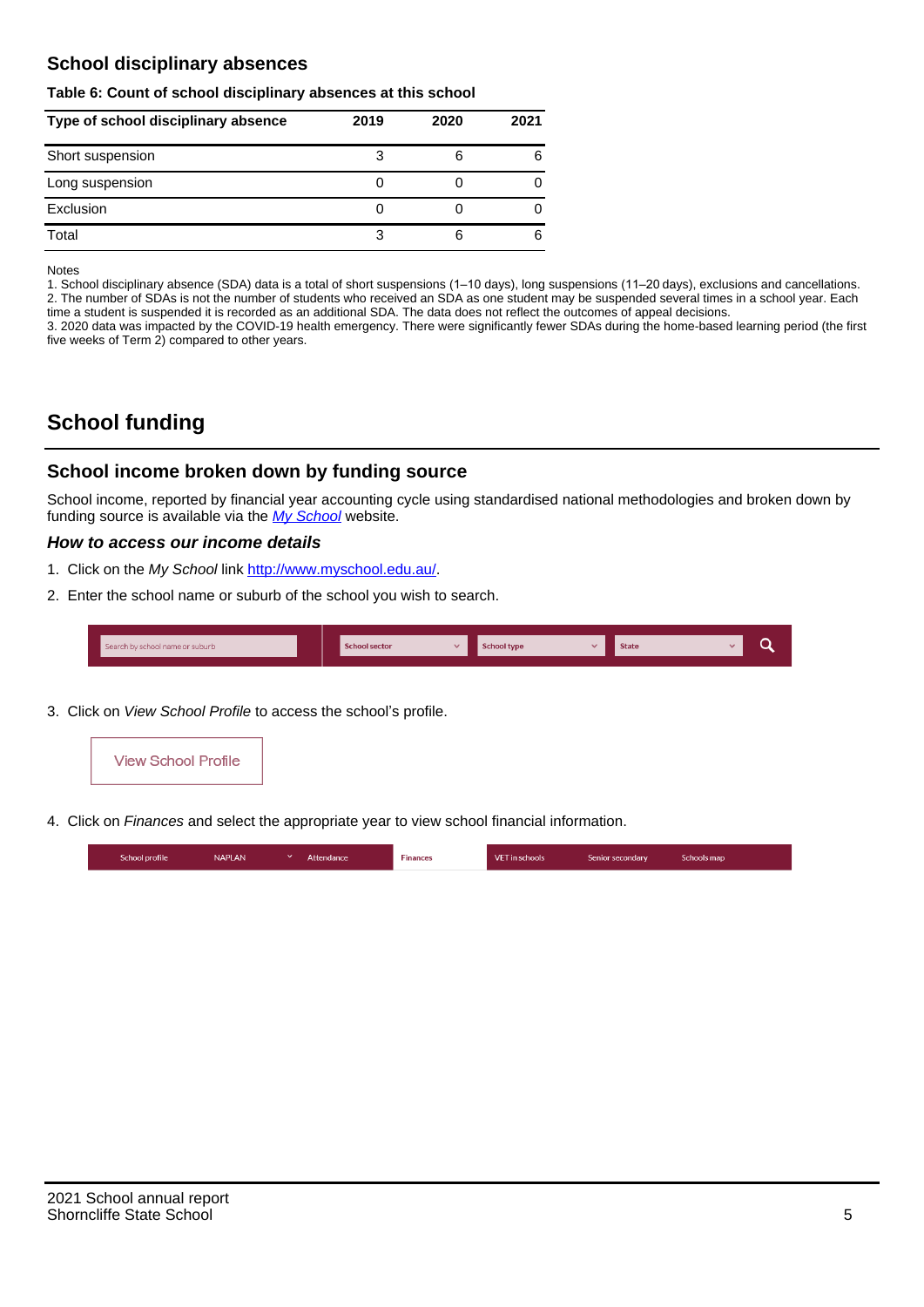## School disciplinary absences

**Table 6: Count of school disciplinary absences at this school**

| Type of school disciplinary absence | 2019 | 2020 | 2021 |
|---|---|---|---|
| Short suspension | 3 | 6 | 6 |
| Long suspension | 0 | 0 | 0 |
| Exclusion | 0 | 0 | 0 |
| Total | 3 | 6 | 6 |

Notes

1. School disciplinary absence (SDA) data is a total of short suspensions (1–10 days), long suspensions (11–20 days), exclusions and cancellations.
2. The number of SDAs is not the number of students who received an SDA as one student may be suspended several times in a school year. Each time a student is suspended it is recorded as an additional SDA. The data does not reflect the outcomes of appeal decisions.
3. 2020 data was impacted by the COVID-19 health emergency. There were significantly fewer SDAs during the home-based learning period (the first five weeks of Term 2) compared to other years.

# School funding

## School income broken down by funding source

School income, reported by financial year accounting cycle using standardised national methodologies and broken down by funding source is available via the *My School* website.

### *How to access our income details*

1. Click on the *My School* link http://www.myschool.edu.au/.
2. Enter the school name or suburb of the school you wish to search.

Search by school name or suburb | School sector | School type | State

3. Click on *View School Profile* to access the school's profile.

View School Profile

4. Click on *Finances* and select the appropriate year to view school financial information.

School profile | NAPLAN | Attendance | Finances | VET in schools | Senior secondary | Schools map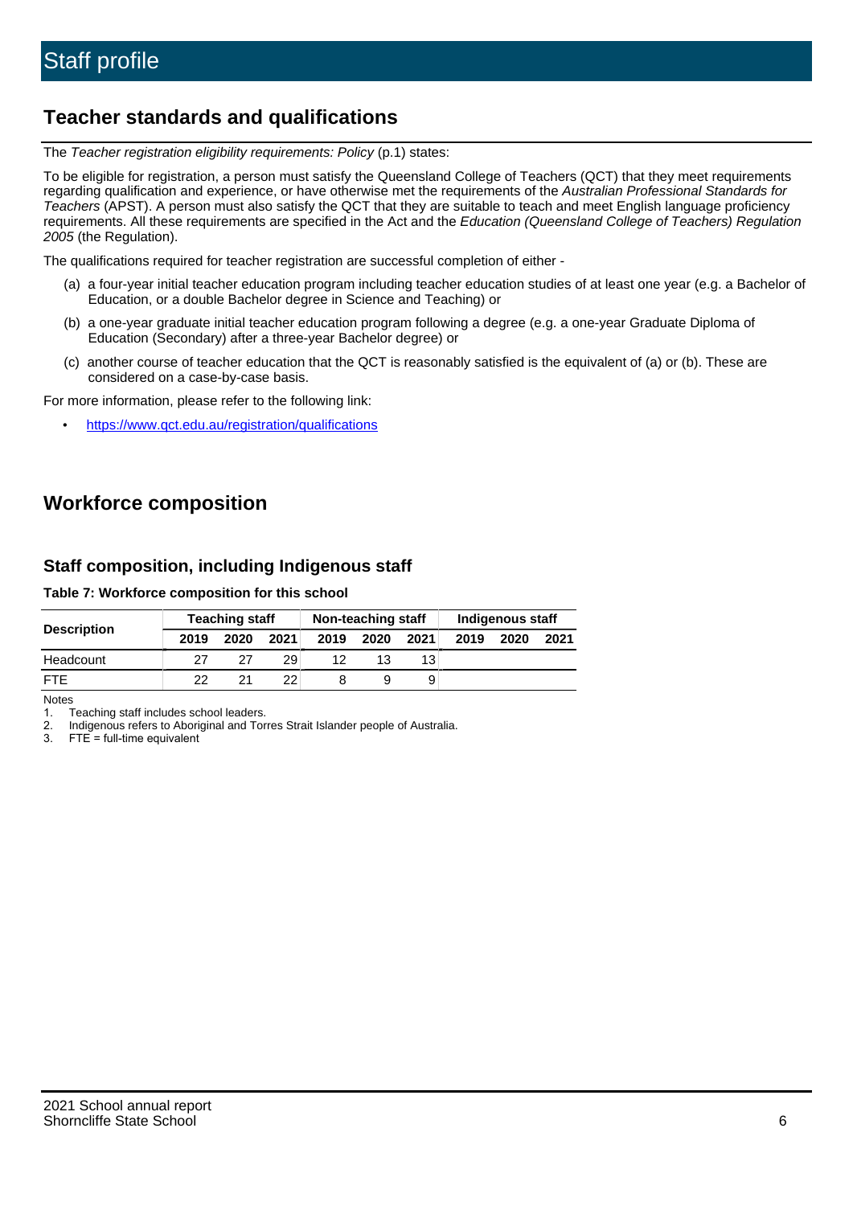# Staff profile

## Teacher standards and qualifications

The *Teacher registration eligibility requirements: Policy* (p.1) states:

To be eligible for registration, a person must satisfy the Queensland College of Teachers (QCT) that they meet requirements regarding qualification and experience, or have otherwise met the requirements of the *Australian Professional Standards for Teachers* (APST). A person must also satisfy the QCT that they are suitable to teach and meet English language proficiency requirements. All these requirements are specified in the Act and the *Education (Queensland College of Teachers) Regulation 2005* (the Regulation).

The qualifications required for teacher registration are successful completion of either -

(a) a four-year initial teacher education program including teacher education studies of at least one year (e.g. a Bachelor of Education, or a double Bachelor degree in Science and Teaching) or

(b) a one-year graduate initial teacher education program following a degree (e.g. a one-year Graduate Diploma of Education (Secondary) after a three-year Bachelor degree) or

(c) another course of teacher education that the QCT is reasonably satisfied is the equivalent of (a) or (b). These are considered on a case-by-case basis.

For more information, please refer to the following link:

- https://www.qct.edu.au/registration/qualifications

## Workforce composition

### Staff composition, including Indigenous staff

**Table 7: Workforce composition for this school**

| Description | Teaching staff | | | Non-teaching staff | | | Indigenous staff | | |
|---|---|---|---|---|---|---|---|---|---|
| | 2019 | 2020 | 2021 | 2019 | 2020 | 2021 | 2019 | 2020 | 2021 |
| Headcount | 27 | 27 | 29 | 12 | 13 | 13 | | | |
| FTE | 22 | 21 | 22 | 8 | 9 | 9 | | | |

Notes

1. Teaching staff includes school leaders.
2. Indigenous refers to Aboriginal and Torres Strait Islander people of Australia.
3. FTE = full-time equivalent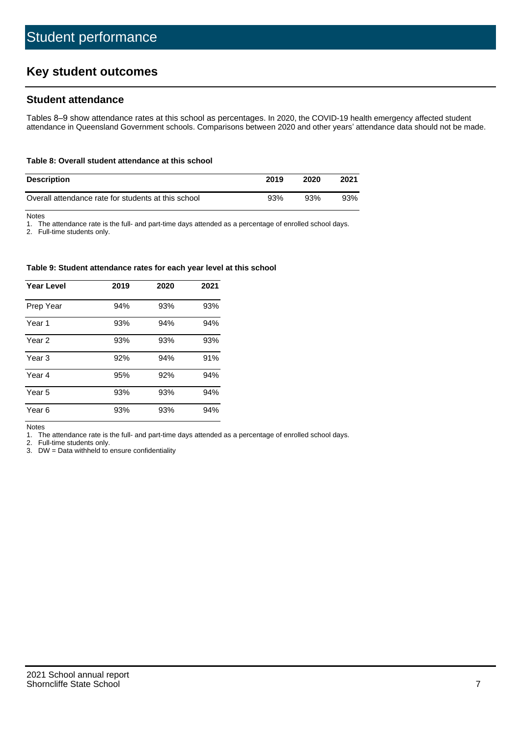# Student performance

## Key student outcomes

### Student attendance

Tables 8–9 show attendance rates at this school as percentages. In 2020, the COVID-19 health emergency affected student attendance in Queensland Government schools. Comparisons between 2020 and other years' attendance data should not be made.

**Table 8: Overall student attendance at this school**

| Description | 2019 | 2020 | 2021 |
|---|---|---|---|
| Overall attendance rate for students at this school | 93% | 93% | 93% |

Notes
1. The attendance rate is the full- and part-time days attended as a percentage of enrolled school days.
2. Full-time students only.

**Table 9: Student attendance rates for each year level at this school**

| Year Level | 2019 | 2020 | 2021 |
|---|---|---|---|
| Prep Year | 94% | 93% | 93% |
| Year 1 | 93% | 94% | 94% |
| Year 2 | 93% | 93% | 93% |
| Year 3 | 92% | 94% | 91% |
| Year 4 | 95% | 92% | 94% |
| Year 5 | 93% | 93% | 94% |
| Year 6 | 93% | 93% | 94% |

Notes
1. The attendance rate is the full- and part-time days attended as a percentage of enrolled school days.
2. Full-time students only.
3. DW = Data withheld to ensure confidentiality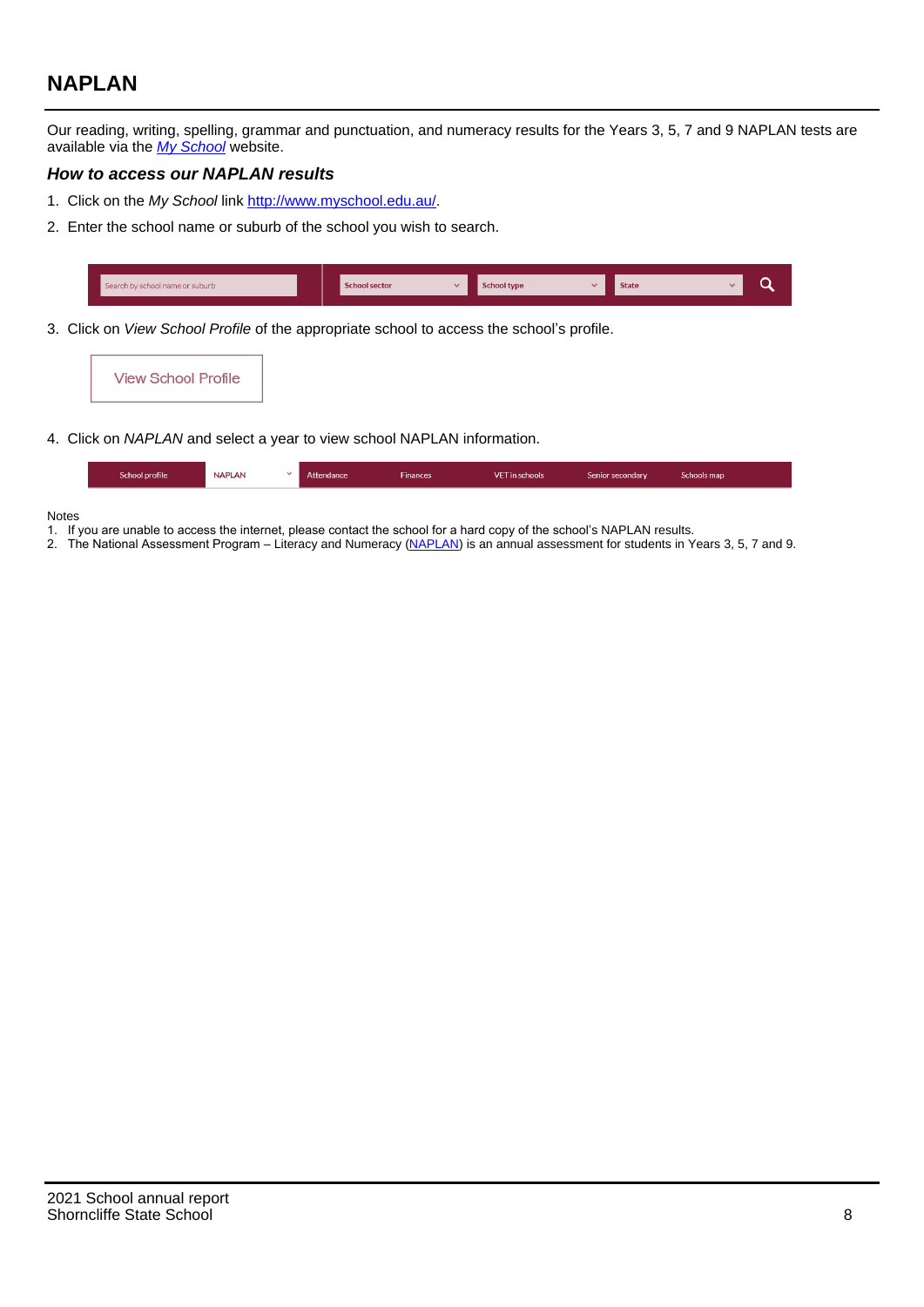## NAPLAN

Our reading, writing, spelling, grammar and punctuation, and numeracy results for the Years 3, 5, 7 and 9 NAPLAN tests are available via the *My School* website.

### *How to access our NAPLAN results*

1. Click on the *My School* link http://www.myschool.edu.au/.
2. Enter the school name or suburb of the school you wish to search.

Search by school name or suburb | School sector | School type | State

3. Click on *View School Profile* of the appropriate school to access the school's profile.

View School Profile

4. Click on *NAPLAN* and select a year to view school NAPLAN information.

School profile | NAPLAN | Attendance | Finances | VET in schools | Senior secondary | Schools map

Notes

1. If you are unable to access the internet, please contact the school for a hard copy of the school's NAPLAN results.
2. The National Assessment Program – Literacy and Numeracy (NAPLAN) is an annual assessment for students in Years 3, 5, 7 and 9.